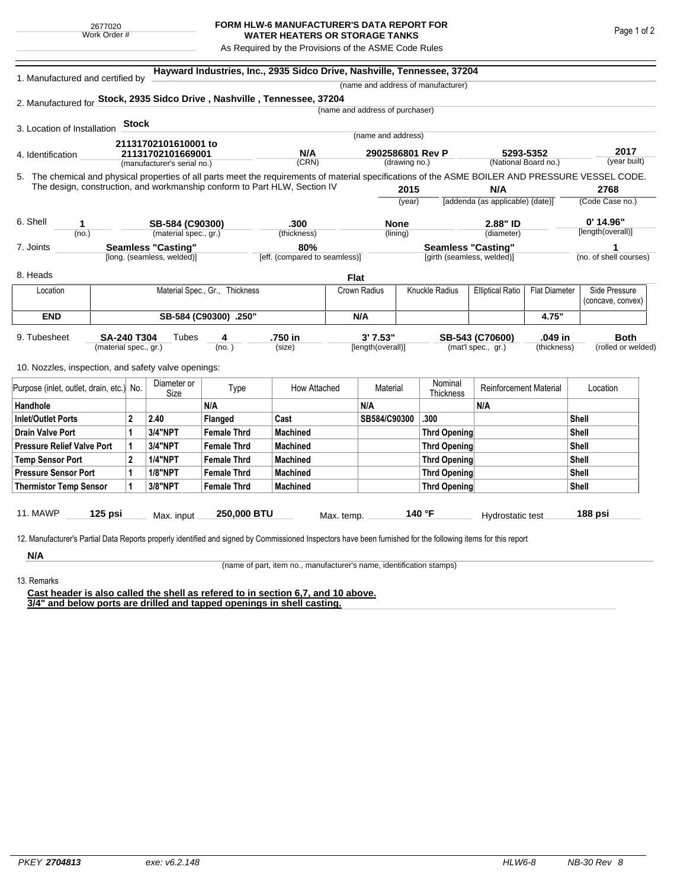2677020
Work Order #

# FORM HLW-6 MANUFACTURER'S DATA REPORT FOR WATER HEATERS OR STORAGE TANKS

As Required by the Provisions of the ASME Code Rules

1. Manufactured and certified by **Hayward Industries, Inc., 2935 Sidco Drive, Nashville, Tennessee, 37204**
(name and address of manufacturer)

2. Manufactured for **Stock, 2935 Sidco Drive , Nashville , Tennessee, 37204**
(name and address of purchaser)

3. Location of Installation **Stock**
(name and address)

4. Identification **21131702101610001 to 21131702101669001** (manufacturer's serial no.) **N/A** (CRN) **2902586801 Rev P** (drawing no.) **5293-5352** (National Board no.) **2017** (year built)

5. The chemical and physical properties of all parts meet the requirements of material specifications of the ASME BOILER AND PRESSURE VESSEL CODE. The design, construction, and workmanship conform to Part HLW, Section IV **2015** (year) **N/A** [addenda (as applicable) (date)] **2768** (Code Case no.)

6. Shell **1** (no.) **SB-584 (C90300)** (material spec., gr.) **.300** (thickness) **None** (lining) **2.88" ID** (diameter) **0' 14.96"** [length(overall)]

7. Joints **Seamless "Casting"** [long. (seamless, welded)] **80%** [eff. (compared to seamless)] **Seamless "Casting"** [girth (seamless, welded)] **1** (no. of shell courses)

8. Heads **Flat**

| Location | Material Spec., Gr., Thickness | Crown Radius | Knuckle Radius | Elliptical Ratio | Flat Diameter | Side Pressure (concave, convex) |
|---|---|---|---|---|---|---|
| **END** | **SB-584 (C90300) .250"** | **N/A** | | | **4.75"** | |

9. Tubesheet **SA-240 T304** (material spec., gr.) Tubes **4** (no.) **.750 in** (size) **3' 7.53"** [length(overall)] **SB-543 (C70600)** (mat'l spec., gr.) **.049 in** (thickness) **Both** (rolled or welded)

10. Nozzles, inspection, and safety valve openings:

| Purpose (inlet, outlet, drain, etc.) | No. | Diameter or Size | Type | How Attached | Material | Nominal Thickness | Reinforcement Material | Location |
|---|---|---|---|---|---|---|---|---|
| **Handhole** | | | **N/A** | | **N/A** | | **N/A** | |
| **Inlet/Outlet Ports** | **2** | **2.40** | **Flanged** | **Cast** | **SB584/C90300** | **.300** | | **Shell** |
| **Drain Valve Port** | **1** | **3/4"NPT** | **Female Thrd** | **Machined** | | **Thrd Opening** | | **Shell** |
| **Pressure Relief Valve Port** | **1** | **3/4"NPT** | **Female Thrd** | **Machined** | | **Thrd Opening** | | **Shell** |
| **Temp Sensor Port** | **2** | **1/4"NPT** | **Female Thrd** | **Machined** | | **Thrd Opening** | | **Shell** |
| **Pressure Sensor Port** | **1** | **1/8"NPT** | **Female Thrd** | **Machined** | | **Thrd Opening** | | **Shell** |
| **Thermistor Temp Sensor** | **1** | **3/8"NPT** | **Female Thrd** | **Machined** | | **Thrd Opening** | | **Shell** |

11. MAWP **125 psi** Max. input **250,000 BTU** Max. temp. **140 °F** Hydrostatic test **188 psi**

12. Manufacturer's Partial Data Reports properly identified and signed by Commissioned Inspectors have been furnished for the following items for this report

**N/A**
(name of part, item no., manufacturer's name, identification stamps)

13. Remarks

**Cast header is also called the shell as refered to in section 6,7, and 10 above.**
**3/4" and below ports are drilled and tapped openings in shell casting.**

*PKEY* ***2704813*** *exe: v6.2.148* *HLW6-8* *NB-30 Rev 8*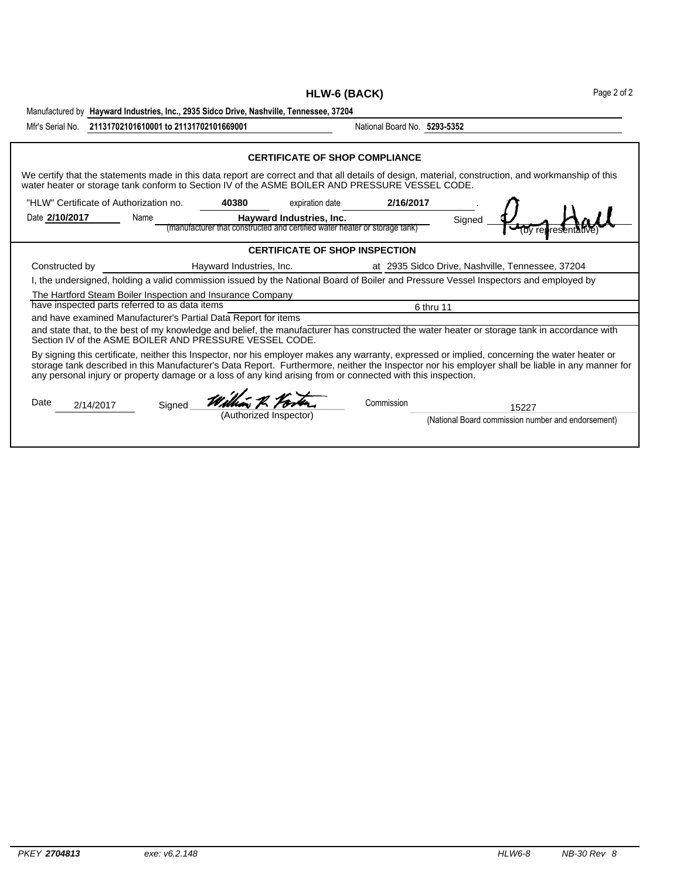# HLW-6 (BACK)

Manufactured by **Hayward Industries, Inc., 2935 Sidco Drive, Nashville, Tennessee, 37204**

Mfr's Serial No. **21131702101610001 to 21131702101669001** National Board No. **5293-5352**

## CERTIFICATE OF SHOP COMPLIANCE

We certify that the statements made in this data report are correct and that all details of design, material, construction, and workmanship of this water heater or storage tank conform to Section IV of the ASME BOILER AND PRESSURE VESSEL CODE.

"HLW" Certificate of Authorization no. **40380** expiration date **2/16/2017**.

Date **2/10/2017** Name **Hayward Industries, Inc.** (manufacturer that constructed and certified water heater or storage tank) Signed _Perry Hall_ (by representative)

## CERTIFICATE OF SHOP INSPECTION

Constructed by Hayward Industries, Inc. at 2935 Sidco Drive, Nashville, Tennessee, 37204

I, the undersigned, holding a valid commission issued by the National Board of Boiler and Pressure Vessel Inspectors and employed by The Hartford Steam Boiler Inspection and Insurance Company

have inspected parts referred to as data items 6 thru 11

and have examined Manufacturer's Partial Data Report for items

and state that, to the best of my knowledge and belief, the manufacturer has constructed the water heater or storage tank in accordance with Section IV of the ASME BOILER AND PRESSURE VESSEL CODE.

By signing this certificate, neither this Inspector, nor his employer makes any warranty, expressed or implied, concerning the water heater or storage tank described in this Manufacturer's Data Report. Furthermore, neither the Inspector nor his employer shall be liable in any manner for any personal injury or property damage or a loss of any kind arising from or connected with this inspection.

Date 2/14/2017 Signed _William R. Foster_ (Authorized Inspector) Commission 15227 (National Board commission number and endorsement)

PKEY 2704813 exe: v6.2.148 HLW6-8 NB-30 Rev 8